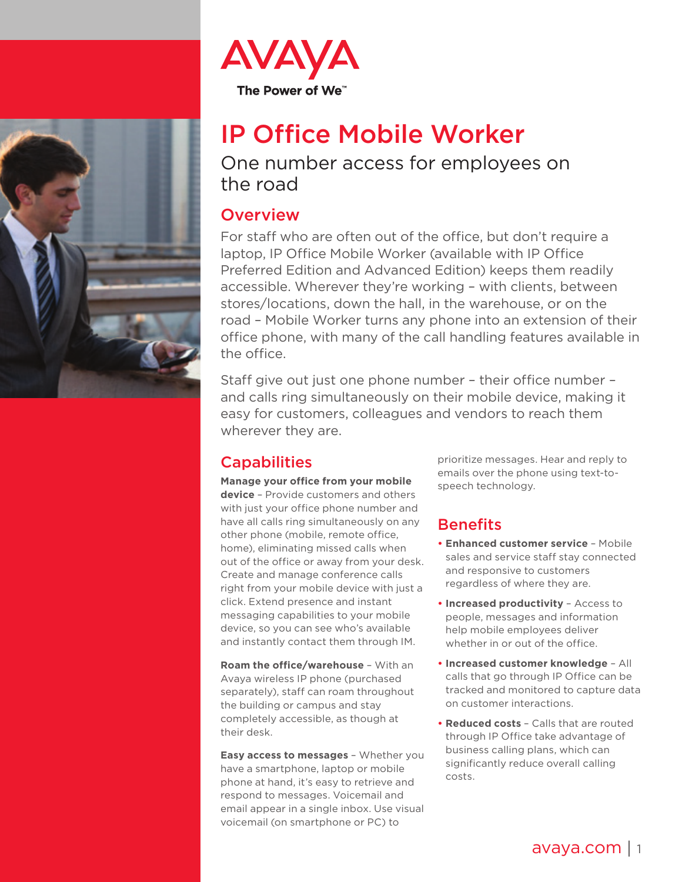AVAYA

The Power of We™

# IP Office Mobile Worker

## One number access for employees on the road

### Overview

For staff who are often out of the office, but don't require a laptop, IP Office Mobile Worker (available with IP Office Preferred Edition and Advanced Edition) keeps them readily accessible. Wherever they're working – with clients, between stores/locations, down the hall, in the warehouse, or on the road – Mobile Worker turns any phone into an extension of their office phone, with many of the call handling features available in the office.

Staff give out just one phone number – their office number – and calls ring simultaneously on their mobile device, making it easy for customers, colleagues and vendors to reach them wherever they are.

### Capabilities

**Manage your office from your mobile device** – Provide customers and others with just your office phone number and have all calls ring simultaneously on any other phone (mobile, remote office, home), eliminating missed calls when out of the office or away from your desk. Create and manage conference calls right from your mobile device with just a click. Extend presence and instant messaging capabilities to your mobile device, so you can see who's available and instantly contact them through IM.

**Roam the office/warehouse** – With an Avaya wireless IP phone (purchased separately), staff can roam throughout the building or campus and stay completely accessible, as though at their desk.

**Easy access to messages** – Whether you have a smartphone, laptop or mobile phone at hand, it's easy to retrieve and respond to messages. Voicemail and email appear in a single inbox. Use visual voicemail (on smartphone or PC) to prioritize messages. Hear and reply to emails over the phone using text-to-speech technology.

### Benefits

- **Enhanced customer service** – Mobile sales and service staff stay connected and responsive to customers regardless of where they are.
- **Increased productivity** – Access to people, messages and information help mobile employees deliver whether in or out of the office.
- **Increased customer knowledge** – All calls that go through IP Office can be tracked and monitored to capture data on customer interactions.
- **Reduced costs** – Calls that are routed through IP Office take advantage of business calling plans, which can significantly reduce overall calling costs.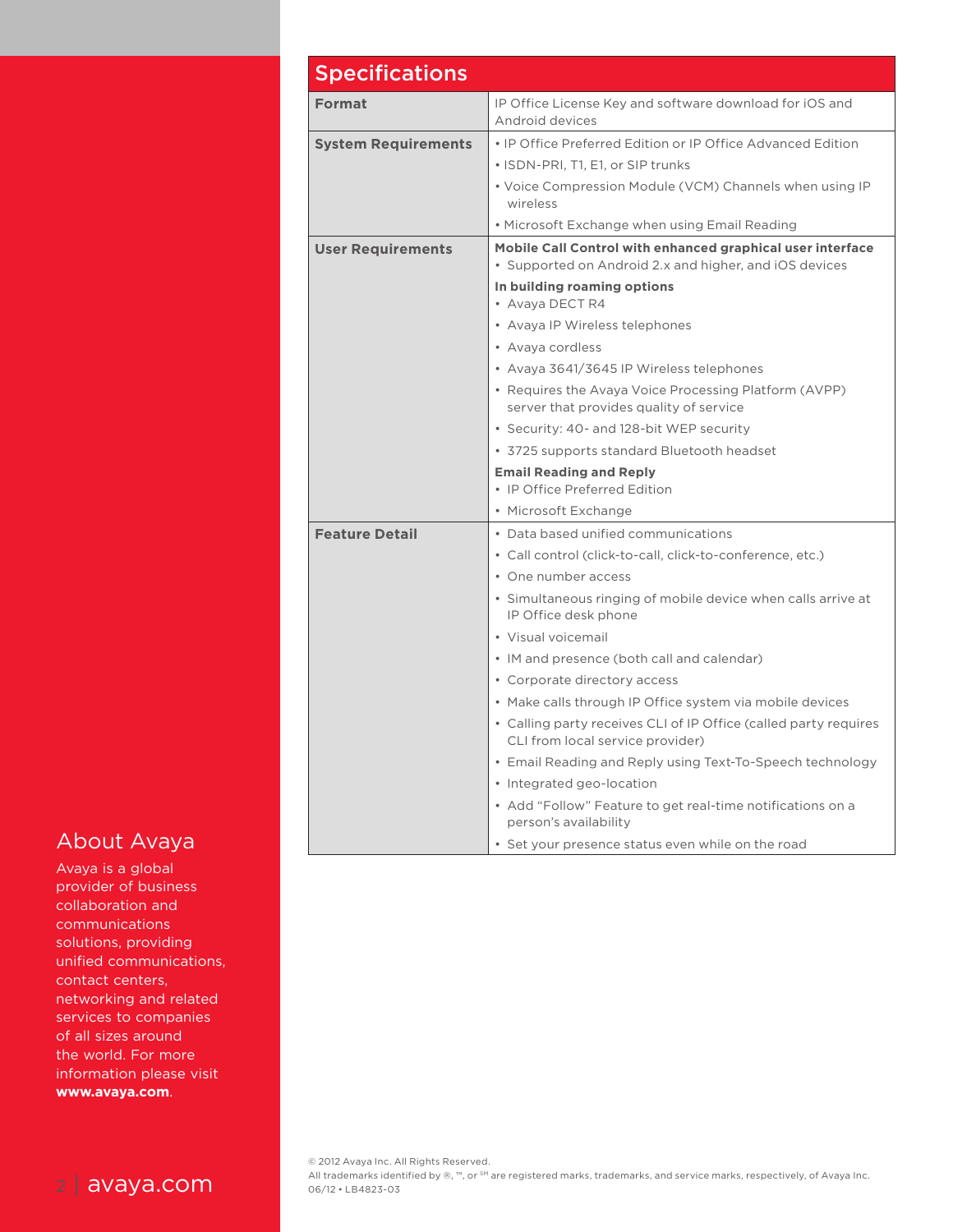## Specifications

| | |
|---|---|
| **Format** | IP Office License Key and software download for iOS and Android devices |
| **System Requirements** | • IP Office Preferred Edition or IP Office Advanced Edition<br>• ISDN-PRI, T1, E1, or SIP trunks<br>• Voice Compression Module (VCM) Channels when using IP wireless<br>• Microsoft Exchange when using Email Reading |
| **User Requirements** | **Mobile Call Control with enhanced graphical user interface**<br>• Supported on Android 2.x and higher, and iOS devices<br>**In building roaming options**<br>• Avaya DECT R4<br>• Avaya IP Wireless telephones<br>• Avaya cordless<br>• Avaya 3641/3645 IP Wireless telephones<br>• Requires the Avaya Voice Processing Platform (AVPP) server that provides quality of service<br>• Security: 40- and 128-bit WEP security<br>• 3725 supports standard Bluetooth headset<br>**Email Reading and Reply**<br>• IP Office Preferred Edition<br>• Microsoft Exchange |
| **Feature Detail** | • Data based unified communications<br>• Call control (click-to-call, click-to-conference, etc.)<br>• One number access<br>• Simultaneous ringing of mobile device when calls arrive at IP Office desk phone<br>• Visual voicemail<br>• IM and presence (both call and calendar)<br>• Corporate directory access<br>• Make calls through IP Office system via mobile devices<br>• Calling party receives CLI of IP Office (called party requires CLI from local service provider)<br>• Email Reading and Reply using Text-To-Speech technology<br>• Integrated geo-location<br>• Add "Follow" Feature to get real-time notifications on a person's availability<br>• Set your presence status even while on the road |

## About Avaya

Avaya is a global provider of business collaboration and communications solutions, providing unified communications, contact centers, networking and related services to companies of all sizes around the world. For more information please visit **www.avaya.com**.

avaya.com

© 2012 Avaya Inc. All Rights Reserved.
All trademarks identified by ®, ™, or SM are registered marks, trademarks, and service marks, respectively, of Avaya Inc.
06/12 • LB4823-03